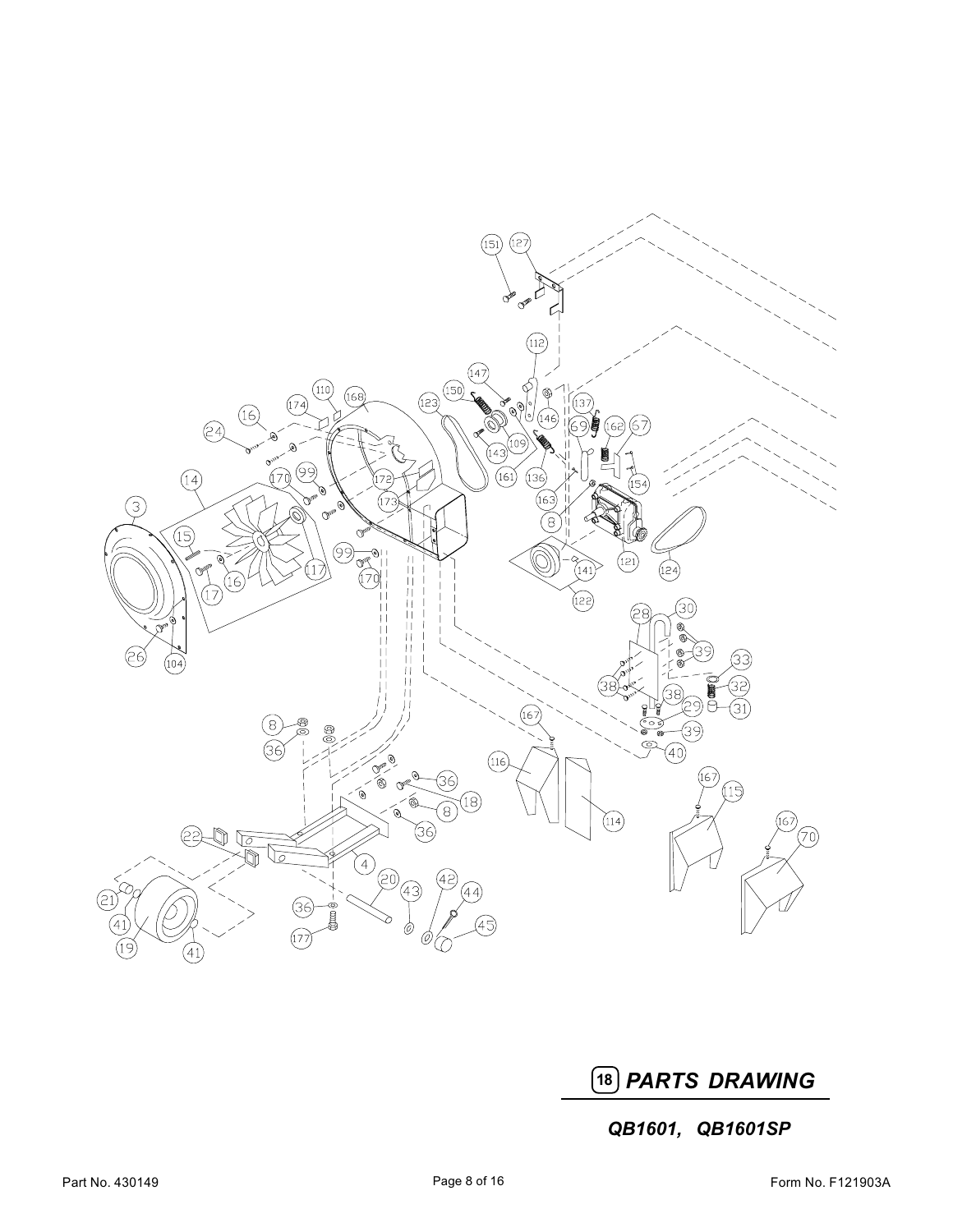## 18 PARTS DRAWING

***QB1601, QB1601SP***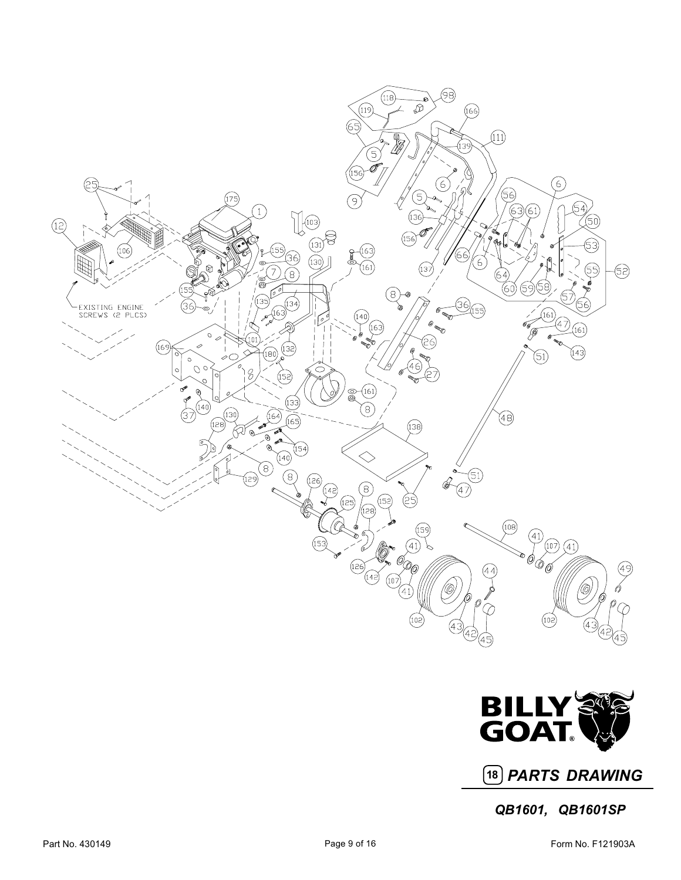EXISTING ENGINE SCREWS (2 PLCS)

**BILLY GOAT**

**18** ***PARTS DRAWING***

***QB1601, QB1601SP***

Part No. 430149

Form No. F121903A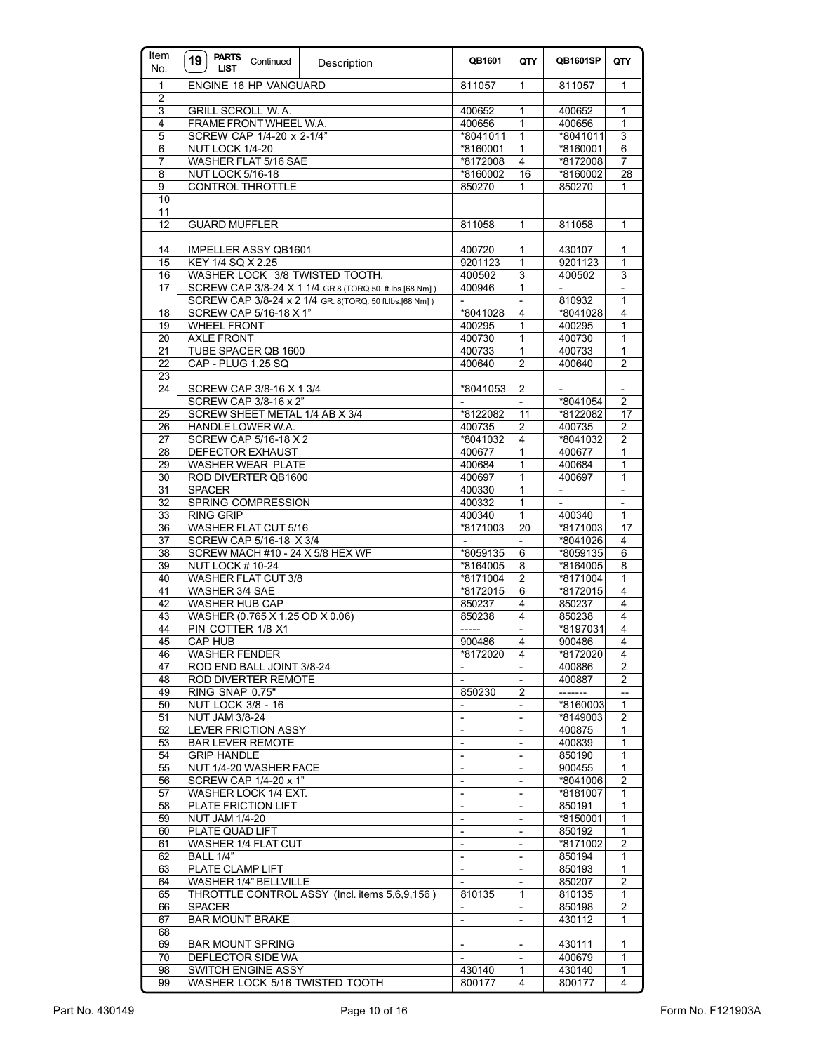| Item No. | 19 PARTS LIST Continued Description | QB1601 | QTY | QB1601SP | QTY |
|---|---|---|---|---|---|
| 1 | ENGINE 16 HP VANGUARD | 811057 | 1 | 811057 | 1 |
| 2 | | | | | |
| 3 | GRILL SCROLL W. A. | 400652 | 1 | 400652 | 1 |
| 4 | FRAME FRONT WHEEL W.A. | 400656 | 1 | 400656 | 1 |
| 5 | SCREW CAP 1/4-20 x 2-1/4" | *8041011 | 1 | *8041011 | 3 |
| 6 | NUT LOCK 1/4-20 | *8160001 | 1 | *8160001 | 6 |
| 7 | WASHER FLAT 5/16 SAE | *8172008 | 4 | *8172008 | 7 |
| 8 | NUT LOCK 5/16-18 | *8160002 | 16 | *8160002 | 28 |
| 9 | CONTROL THROTTLE | 850270 | 1 | 850270 | 1 |
| 10 | | | | | |
| 11 | | | | | |
| 12 | GUARD MUFFLER | 811058 | 1 | 811058 | 1 |
| | | | | | |
| 14 | IMPELLER ASSY QB1601 | 400720 | 1 | 430107 | 1 |
| 15 | KEY 1/4 SQ X 2.25 | 9201123 | 1 | 9201123 | 1 |
| 16 | WASHER LOCK 3/8 TWISTED TOOTH. | 400502 | 3 | 400502 | 3 |
| 17 | SCREW CAP 3/8-24 X 1 1/4 GR 8 (TORQ 50 ft.lbs.[68 Nm] ) | 400946 | 1 | - | - |
| | SCREW CAP 3/8-24 x 2 1/4 GR. 8(TORQ. 50 ft.lbs.[68 Nm] ) | - | - | 810932 | 1 |
| 18 | SCREW CAP 5/16-18 X 1" | *8041028 | 4 | *8041028 | 4 |
| 19 | WHEEL FRONT | 400295 | 1 | 400295 | 1 |
| 20 | AXLE FRONT | 400730 | 1 | 400730 | 1 |
| 21 | TUBE SPACER QB 1600 | 400733 | 1 | 400733 | 1 |
| 22 | CAP - PLUG 1.25 SQ | 400640 | 2 | 400640 | 2 |
| 23 | | | | | |
| 24 | SCREW CAP 3/8-16 X 1 3/4 | *8041053 | 2 | - | - |
| | SCREW CAP 3/8-16 x 2" | - | - | *8041054 | 2 |
| 25 | SCREW SHEET METAL 1/4 AB X 3/4 | *8122082 | 11 | *8122082 | 17 |
| 26 | HANDLE LOWER W.A. | 400735 | 2 | 400735 | 2 |
| 27 | SCREW CAP 5/16-18 X 2 | *8041032 | 4 | *8041032 | 2 |
| 28 | DEFECTOR EXHAUST | 400677 | 1 | 400677 | 1 |
| 29 | WASHER WEAR PLATE | 400684 | 1 | 400684 | 1 |
| 30 | ROD DIVERTER QB1600 | 400697 | 1 | 400697 | 1 |
| 31 | SPACER | 400330 | 1 | - | - |
| 32 | SPRING COMPRESSION | 400332 | 1 | - | - |
| 33 | RING GRIP | 400340 | 1 | 400340 | 1 |
| 36 | WASHER FLAT CUT 5/16 | *8171003 | 20 | *8171003 | 17 |
| 37 | SCREW CAP 5/16-18 X 3/4 | - | - | *8041026 | 4 |
| 38 | SCREW MACH #10 - 24 X 5/8 HEX WF | *8059135 | 6 | *8059135 | 6 |
| 39 | NUT LOCK # 10-24 | *8164005 | 8 | *8164005 | 8 |
| 40 | WASHER FLAT CUT 3/8 | *8171004 | 2 | *8171004 | 1 |
| 41 | WASHER 3/4 SAE | *8172015 | 6 | *8172015 | 4 |
| 42 | WASHER HUB CAP | 850237 | 4 | 850237 | 4 |
| 43 | WASHER (0.765 X 1.25 OD X 0.06) | 850238 | 4 | 850238 | 4 |
| 44 | PIN COTTER 1/8 X1 | ----- | - | *8197031 | 4 |
| 45 | CAP HUB | 900486 | 4 | 900486 | 4 |
| 46 | WASHER FENDER | *8172020 | 4 | *8172020 | 4 |
| 47 | ROD END BALL JOINT 3/8-24 | - | - | 400886 | 2 |
| 48 | ROD DIVERTER REMOTE | - | - | 400887 | 2 |
| 49 | RING SNAP 0.75" | 850230 | 2 | ------- | -- |
| 50 | NUT LOCK 3/8 - 16 | - | - | *8160003 | 1 |
| 51 | NUT JAM 3/8-24 | - | - | *8149003 | 2 |
| 52 | LEVER FRICTION ASSY | - | - | 400875 | 1 |
| 53 | BAR LEVER REMOTE | - | - | 400839 | 1 |
| 54 | GRIP HANDLE | - | - | 850190 | 1 |
| 55 | NUT 1/4-20 WASHER FACE | - | - | 900455 | 1 |
| 56 | SCREW CAP 1/4-20 x 1" | - | - | *8041006 | 2 |
| 57 | WASHER LOCK 1/4 EXT. | - | - | *8181007 | 1 |
| 58 | PLATE FRICTION LIFT | - | - | 850191 | 1 |
| 59 | NUT JAM 1/4-20 | - | - | *8150001 | 1 |
| 60 | PLATE QUAD LIFT | - | - | 850192 | 1 |
| 61 | WASHER 1/4 FLAT CUT | - | - | *8171002 | 2 |
| 62 | BALL 1/4" | - | - | 850194 | 1 |
| 63 | PLATE CLAMP LIFT | - | - | 850193 | 1 |
| 64 | WASHER 1/4" BELLVILLE | - | - | 850207 | 2 |
| 65 | THROTTLE CONTROL ASSY (Incl. items 5,6,9,156 ) | 810135 | 1 | 810135 | 1 |
| 66 | SPACER | - | - | 850198 | 2 |
| 67 | BAR MOUNT BRAKE | - | - | 430112 | 1 |
| 68 | | | | | |
| 69 | BAR MOUNT SPRING | - | - | 430111 | 1 |
| 70 | DEFLECTOR SIDE WA | - | - | 400679 | 1 |
| 98 | SWITCH ENGINE ASSY | 430140 | 1 | 430140 | 1 |
| 99 | WASHER LOCK 5/16 TWISTED TOOTH | 800177 | 4 | 800177 | 4 |

Part No. 430149 Form No. F121903A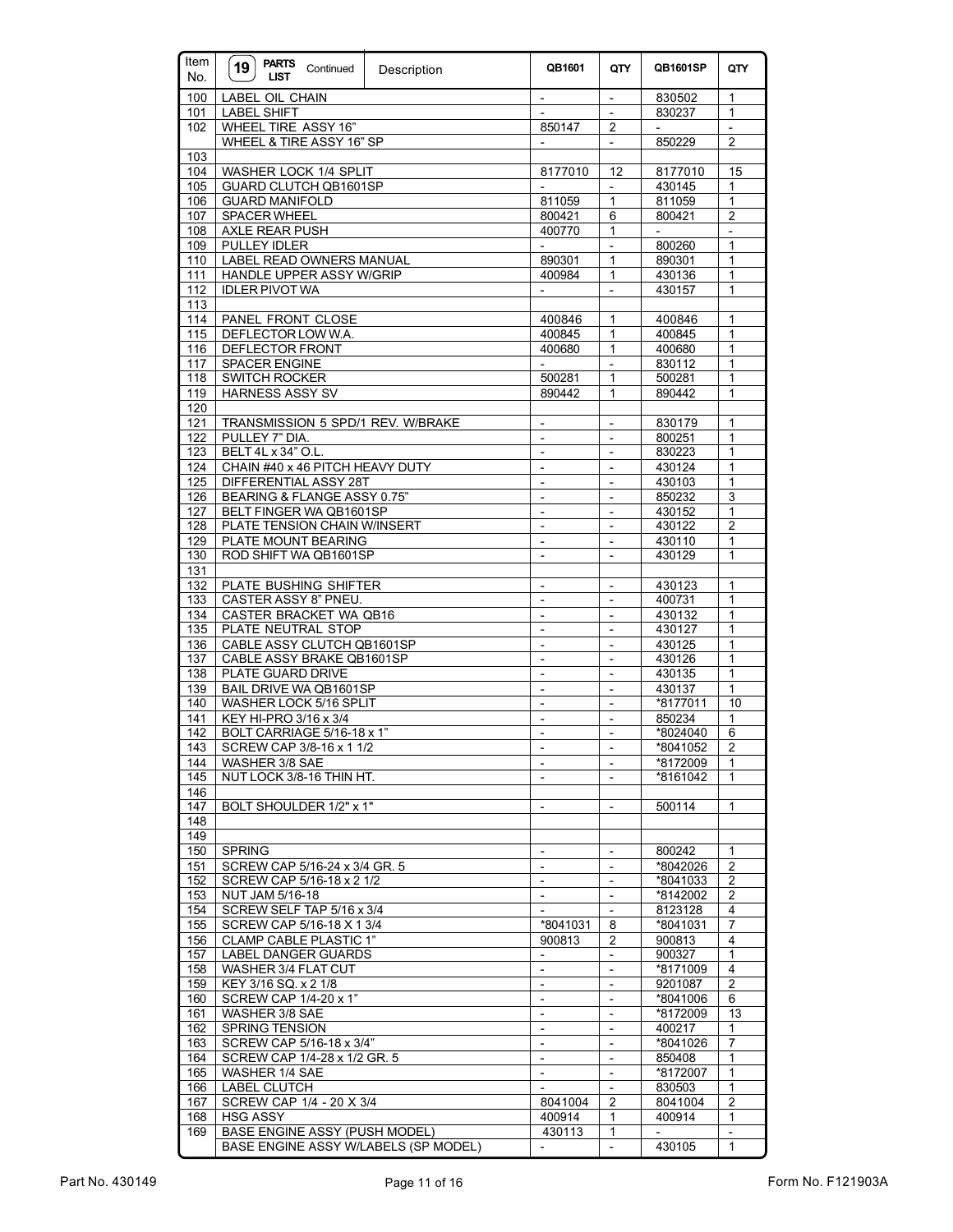| Item No. | 19 PARTS LIST Continued Description | QB1601 | QTY | QB1601SP | QTY |
|---|---|---|---|---|---|
| 100 | LABEL OIL CHAIN | - | - | 830502 | 1 |
| 101 | LABEL SHIFT | - | - | 830237 | 1 |
| 102 | WHEEL TIRE ASSY 16" | 850147 | 2 | - | - |
| | WHEEL & TIRE ASSY 16" SP | - | - | 850229 | 2 |
| 103 | | | | | |
| 104 | WASHER LOCK 1/4 SPLIT | 8177010 | 12 | 8177010 | 15 |
| 105 | GUARD CLUTCH QB1601SP | - | - | 430145 | 1 |
| 106 | GUARD MANIFOLD | 811059 | 1 | 811059 | 1 |
| 107 | SPACER WHEEL | 800421 | 6 | 800421 | 2 |
| 108 | AXLE REAR PUSH | 400770 | 1 | - | - |
| 109 | PULLEY IDLER | - | - | 800260 | 1 |
| 110 | LABEL READ OWNERS MANUAL | 890301 | 1 | 890301 | 1 |
| 111 | HANDLE UPPER ASSY W/GRIP | 400984 | 1 | 430136 | 1 |
| 112 | IDLER PIVOT WA | - | - | 430157 | 1 |
| 113 | | | | | |
| 114 | PANEL FRONT CLOSE | 400846 | 1 | 400846 | 1 |
| 115 | DEFLECTOR LOW W.A. | 400845 | 1 | 400845 | 1 |
| 116 | DEFLECTOR FRONT | 400680 | 1 | 400680 | 1 |
| 117 | SPACER ENGINE | - | - | 830112 | 1 |
| 118 | SWITCH ROCKER | 500281 | 1 | 500281 | 1 |
| 119 | HARNESS ASSY SV | 890442 | 1 | 890442 | 1 |
| 120 | | | | | |
| 121 | TRANSMISSION 5 SPD/1 REV. W/BRAKE | - | - | 830179 | 1 |
| 122 | PULLEY 7" DIA. | - | - | 800251 | 1 |
| 123 | BELT 4L x 34" O.L. | - | - | 830223 | 1 |
| 124 | CHAIN #40 x 46 PITCH HEAVY DUTY | - | - | 430124 | 1 |
| 125 | DIFFERENTIAL ASSY 28T | - | - | 430103 | 1 |
| 126 | BEARING & FLANGE ASSY 0.75" | - | - | 850232 | 3 |
| 127 | BELT FINGER WA QB1601SP | - | - | 430152 | 1 |
| 128 | PLATE TENSION CHAIN W/INSERT | - | - | 430122 | 2 |
| 129 | PLATE MOUNT BEARING | - | - | 430110 | 1 |
| 130 | ROD SHIFT WA QB1601SP | - | - | 430129 | 1 |
| 131 | | | | | |
| 132 | PLATE BUSHING SHIFTER | - | - | 430123 | 1 |
| 133 | CASTER ASSY 8" PNEU. | - | - | 400731 | 1 |
| 134 | CASTER BRACKET WA QB16 | - | - | 430132 | 1 |
| 135 | PLATE NEUTRAL STOP | - | - | 430127 | 1 |
| 136 | CABLE ASSY CLUTCH QB1601SP | - | - | 430125 | 1 |
| 137 | CABLE ASSY BRAKE QB1601SP | - | - | 430126 | 1 |
| 138 | PLATE GUARD DRIVE | - | - | 430135 | 1 |
| 139 | BAIL DRIVE WA QB1601SP | - | - | 430137 | 1 |
| 140 | WASHER LOCK 5/16 SPLIT | - | - | *8177011 | 10 |
| 141 | KEY HI-PRO 3/16 x 3/4 | - | - | 850234 | 1 |
| 142 | BOLT CARRIAGE 5/16-18 x 1" | - | - | *8024040 | 6 |
| 143 | SCREW CAP 3/8-16 x 1 1/2 | - | - | *8041052 | 2 |
| 144 | WASHER 3/8 SAE | - | - | *8172009 | 1 |
| 145 | NUT LOCK 3/8-16 THIN HT. | - | - | *8161042 | 1 |
| 146 | | | | | |
| 147 | BOLT SHOULDER 1/2" x 1" | - | - | 500114 | 1 |
| 148 | | | | | |
| 149 | | | | | |
| 150 | SPRING | - | - | 800242 | 1 |
| 151 | SCREW CAP 5/16-24 x 3/4 GR. 5 | - | - | *8042026 | 2 |
| 152 | SCREW CAP 5/16-18 x 2 1/2 | - | - | *8041033 | 2 |
| 153 | NUT JAM 5/16-18 | - | - | *8142002 | 2 |
| 154 | SCREW SELF TAP 5/16 x 3/4 | - | - | 8123128 | 4 |
| 155 | SCREW CAP 5/16-18 X 1 3/4 | *8041031 | 8 | *8041031 | 7 |
| 156 | CLAMP CABLE PLASTIC 1" | 900813 | 2 | 900813 | 4 |
| 157 | LABEL DANGER GUARDS | - | - | 900327 | 1 |
| 158 | WASHER 3/4 FLAT CUT | - | - | *8171009 | 4 |
| 159 | KEY 3/16 SQ. x 2 1/8 | - | - | 9201087 | 2 |
| 160 | SCREW CAP 1/4-20 x 1" | - | - | *8041006 | 6 |
| 161 | WASHER 3/8 SAE | - | - | *8172009 | 13 |
| 162 | SPRING TENSION | - | - | 400217 | 1 |
| 163 | SCREW CAP 5/16-18 x 3/4" | - | - | *8041026 | 7 |
| 164 | SCREW CAP 1/4-28 x 1/2 GR. 5 | - | - | 850408 | 1 |
| 165 | WASHER 1/4 SAE | - | - | *8172007 | 1 |
| 166 | LABEL CLUTCH | - | - | 830503 | 1 |
| 167 | SCREW CAP 1/4 - 20 X 3/4 | 8041004 | 2 | 8041004 | 2 |
| 168 | HSG ASSY | 400914 | 1 | 400914 | 1 |
| 169 | BASE ENGINE ASSY (PUSH MODEL) | 430113 | 1 | - | - |
| | BASE ENGINE ASSY W/LABELS (SP MODEL) | - | - | 430105 | 1 |

Part No. 430149 Form No. F121903A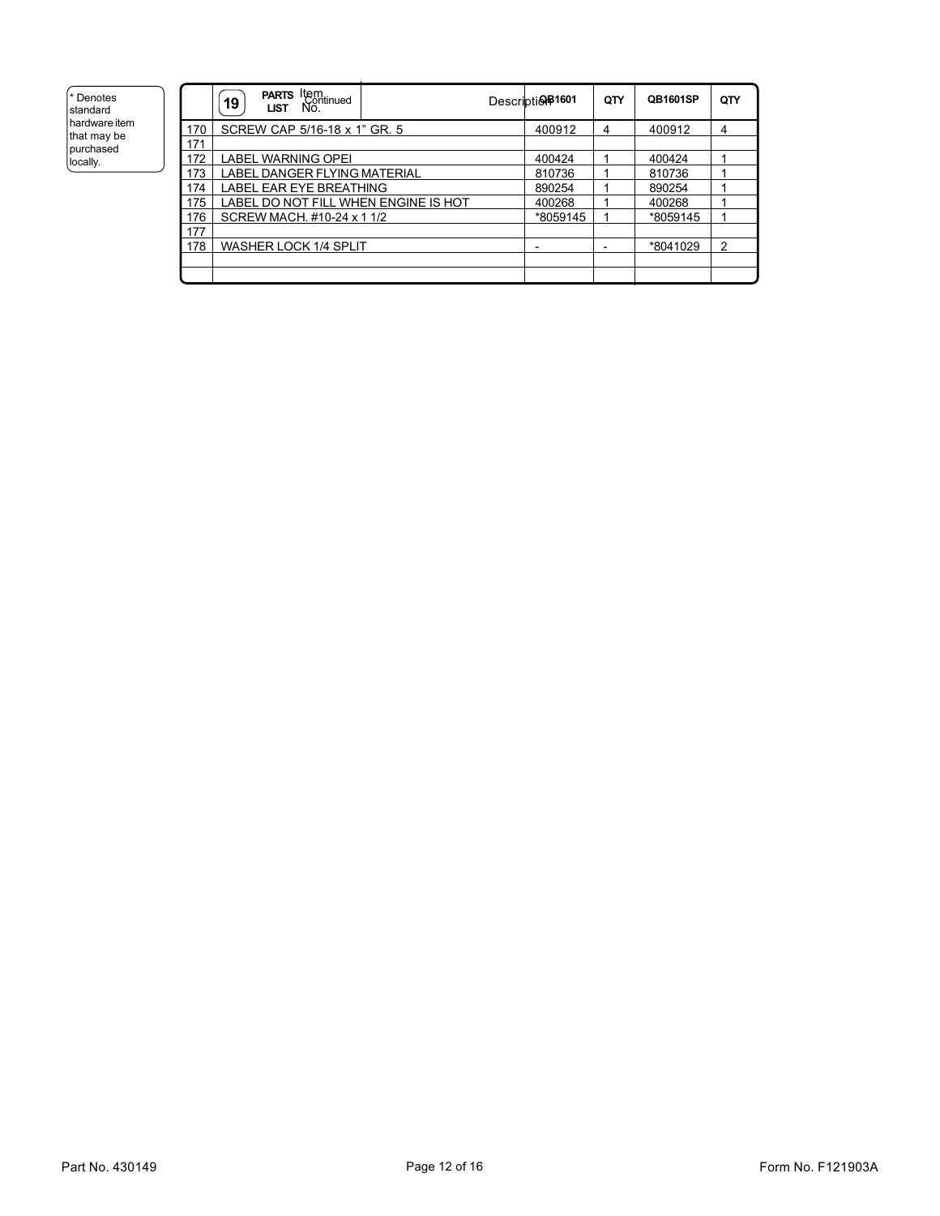* Denotes standard hardware item that may be purchased locally.

| Item No. | 19 PARTS LIST Continued Description | QB1601 | QTY | QB1601SP | QTY |
|---|---|---|---|---|---|
| 170 | SCREW CAP 5/16-18 x 1" GR. 5 | 400912 | 4 | 400912 | 4 |
| 171 | | | | | |
| 172 | LABEL WARNING OPEI | 400424 | 1 | 400424 | 1 |
| 173 | LABEL DANGER FLYING MATERIAL | 810736 | 1 | 810736 | 1 |
| 174 | LABEL EAR EYE BREATHING | 890254 | 1 | 890254 | 1 |
| 175 | LABEL DO NOT FILL WHEN ENGINE IS HOT | 400268 | 1 | 400268 | 1 |
| 176 | SCREW MACH. #10-24 x 1 1/2 | *8059145 | 1 | *8059145 | 1 |
| 177 | | | | | |
| 178 | WASHER LOCK 1/4 SPLIT | - | - | *8041029 | 2 |
| | | | | | |
| | | | | | |

Part No. 430149

Form No. F121903A